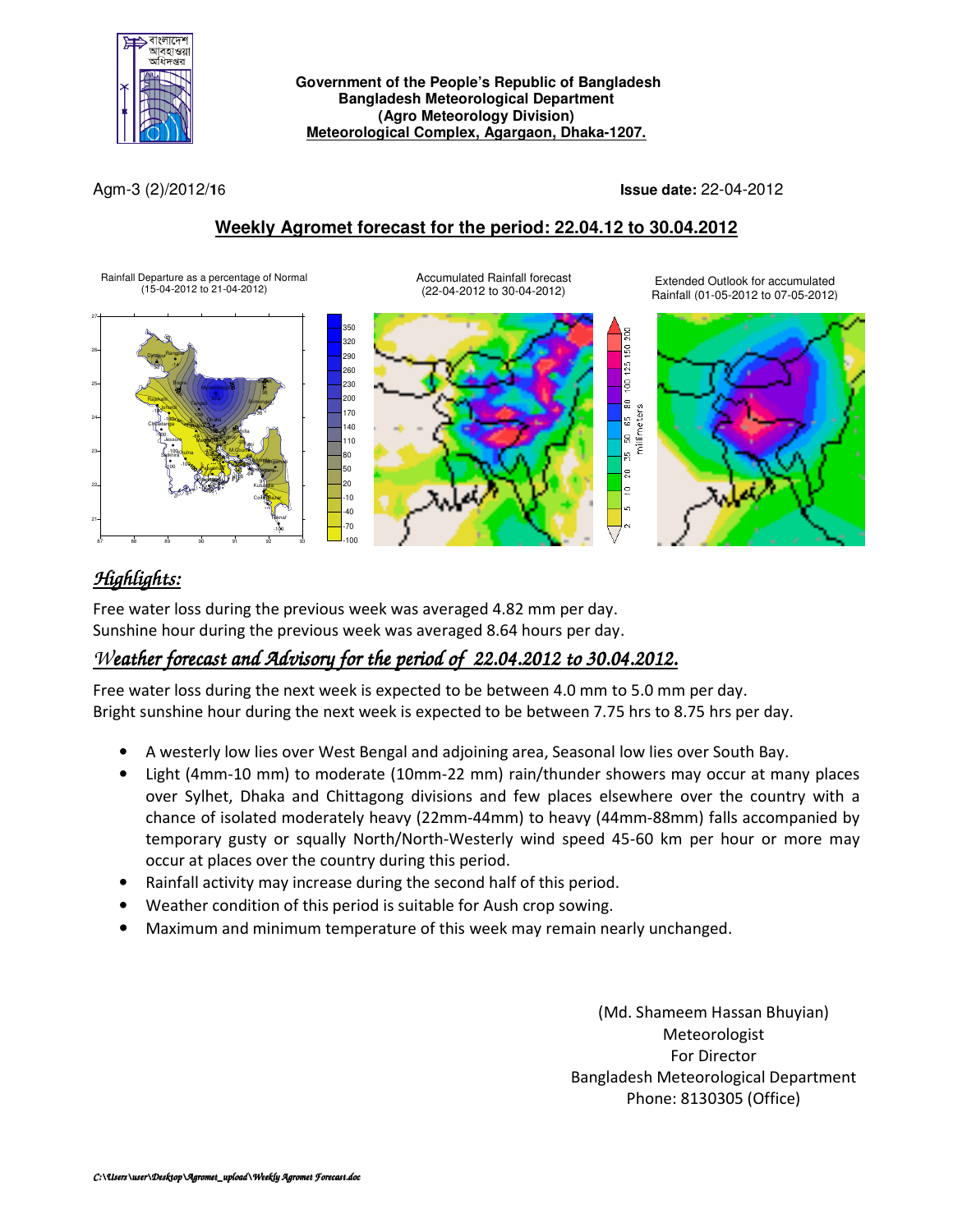Government of the People's Republic of Bangladesh
Bangladesh Meteorological Department
(Agro Meteorology Division)
Meteorological Complex, Agargaon, Dhaka-1207.

Agm-3 (2)/2012/16

**Issue date:** 22-04-2012

## Weekly Agromet forecast for the period: 22.04.12 to 30.04.2012

Rainfall Departure as a percentage of Normal (15-04-2012 to 21-04-2012)

Accumulated Rainfall forecast (22-04-2012 to 30-04-2012)

Extended Outlook for accumulated Rainfall (01-05-2012 to 07-05-2012)

## *Highlights:*

Free water loss during the previous week was averaged 4.82 mm per day.
Sunshine hour during the previous week was averaged 8.64 hours per day.

## *Weather forecast and Advisory for the period of 22.04.2012 to 30.04.2012.*

Free water loss during the next week is expected to be between 4.0 mm to 5.0 mm per day.
Bright sunshine hour during the next week is expected to be between 7.75 hrs to 8.75 hrs per day.

- A westerly low lies over West Bengal and adjoining area, Seasonal low lies over South Bay.
- Light (4mm-10 mm) to moderate (10mm-22 mm) rain/thunder showers may occur at many places over Sylhet, Dhaka and Chittagong divisions and few places elsewhere over the country with a chance of isolated moderately heavy (22mm-44mm) to heavy (44mm-88mm) falls accompanied by temporary gusty or squally North/North-Westerly wind speed 45-60 km per hour or more may occur at places over the country during this period.
- Rainfall activity may increase during the second half of this period.
- Weather condition of this period is suitable for Aush crop sowing.
- Maximum and minimum temperature of this week may remain nearly unchanged.

(Md. Shameem Hassan Bhuyian)
Meteorologist
For Director
Bangladesh Meteorological Department
Phone: 8130305 (Office)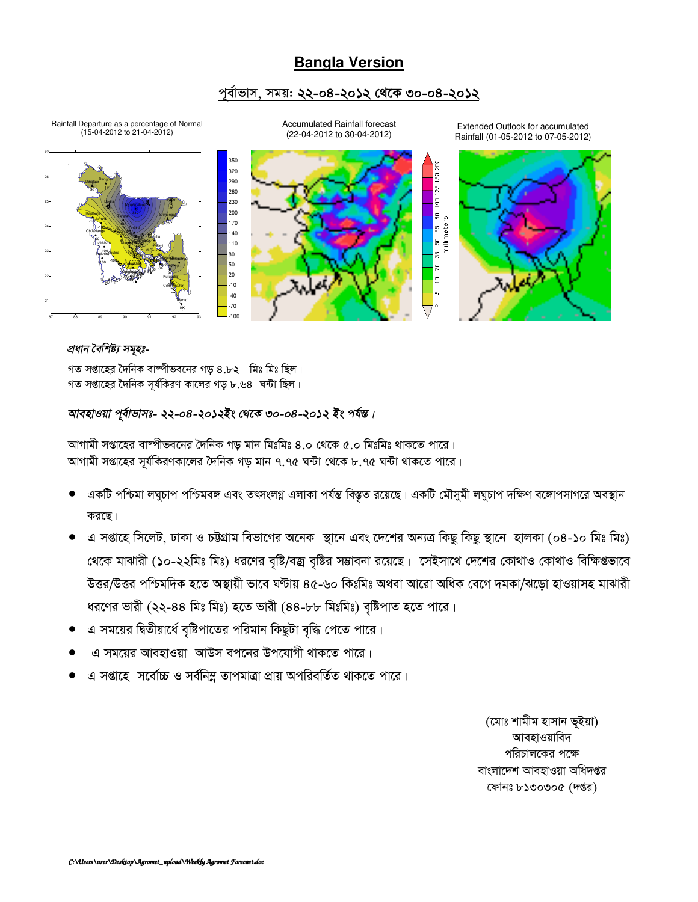# Bangla Version

## পূর্বাভাস, সময়: ২২-০৪-২০১২ থেকে ৩০-০৪-২০১২

Rainfall Departure as a percentage of Normal (15-04-2012 to 21-04-2012)

Accumulated Rainfall forecast (22-04-2012 to 30-04-2012)

Extended Outlook for accumulated Rainfall (01-05-2012 to 07-05-2012)

*প্রধান বৈশিষ্ট্য সমূহঃ-*

গত সপ্তাহের দৈনিক বাষ্পীভবনের গড় ৪.৮২ মিঃ মিঃ ছিল।
গত সপ্তাহের দৈনিক সূর্যকিরণ কালের গড় ৮.৬৪ ঘন্টা ছিল।

*আবহাওয়া পূর্বাভাসঃ- ২২-০৪-২০১২ইং থেকে ৩০-০৪-২০১২ ইং পর্যন্ত।*

আগামী সপ্তাহের বাষ্পীভবনের দৈনিক গড় মান মিঃমিঃ ৪.০ থেকে ৫.০ মিঃমিঃ থাকতে পারে।
আগামী সপ্তাহের সূর্যকিরণকালের দৈনিক গড় মান ৭.৭৫ ঘন্টা থেকে ৮.৭৫ ঘন্টা থাকতে পারে।

- একটি পশ্চিমা লঘুচাপ পশ্চিমবঙ্গ এবং তৎসংলগ্ন এলাকা পর্যন্ত বিস্তৃত রয়েছে। একটি মৌসুমী লঘুচাপ দক্ষিণ বঙ্গোপসাগরে অবস্থান করছে।
- এ সপ্তাহে সিলেট, ঢাকা ও চট্টগ্রাম বিভাগের অনেক স্থানে এবং দেশের অন্যত্র কিছু কিছু স্থানে হালকা (০৪-১০ মিঃ মিঃ) থেকে মাঝারী (১০-২২মিঃ মিঃ) ধরণের বৃষ্টি/বজ্র বৃষ্টির সম্ভাবনা রয়েছে। সেইসাথে দেশের কোথাও কোথাও বিক্ষিপ্তভাবে উত্তর/উত্তর পশ্চিমদিক হতে অস্থায়ী ভাবে ঘণ্টায় ৪৫-৬০ কিঃমিঃ অথবা আরো অধিক বেগে দমকা/ঝড়ো হাওয়াসহ মাঝারী ধরণের ভারী (২২-৪৪ মিঃ মিঃ) হতে ভারী (৪৪-৮৮ মিঃমিঃ) বৃষ্টিপাত হতে পারে।
- এ সময়ের দ্বিতীয়ার্ধে বৃষ্টিপাতের পরিমান কিছুটা বৃদ্ধি পেতে পারে।
- এ সময়ের আবহাওয়া আউস বপনের উপযোগী থাকতে পারে।
- এ সপ্তাহে সর্বোচ্চ ও সর্বনিম্ন তাপমাত্রা প্রায় অপরিবর্তিত থাকতে পারে।

(মোঃ শামীম হাসান ভূইয়া)
আবহাওয়াবিদ
পরিচালকের পক্ষে
বাংলাদেশ আবহাওয়া অধিদপ্তর
ফোনঃ ৮১৩০৩০৫ (দপ্তর)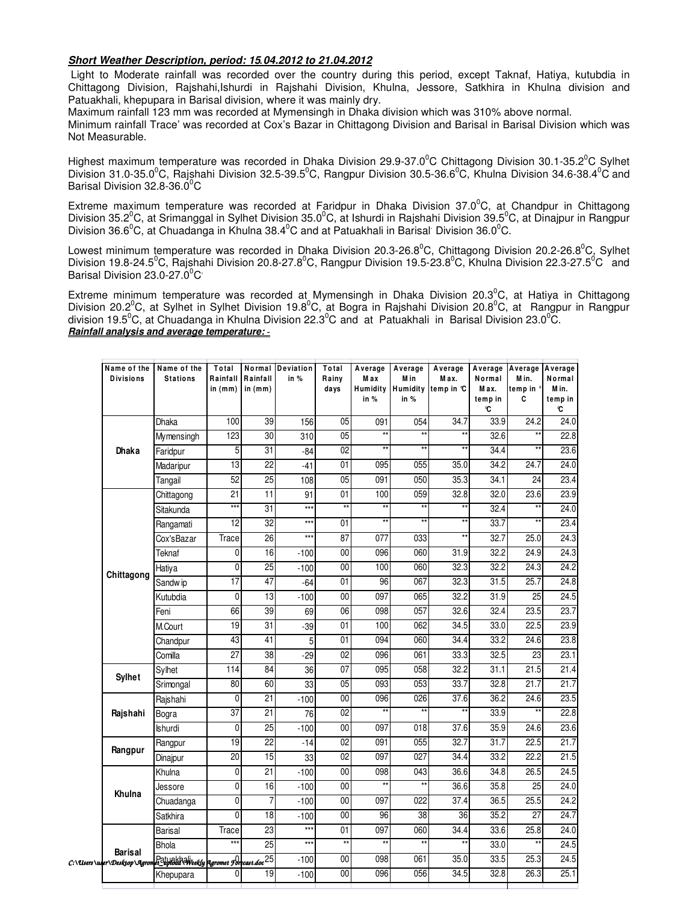***Short Weather Description, period: 15.04.2012 to 21.04.2012***

Light to Moderate rainfall was recorded over the country during this period, except Taknaf, Hatiya, kutubdia in Chittagong Division, Rajshahi,Ishurdi in Rajshahi Division, Khulna, Jessore, Satkhira in Khulna division and Patuakhali, khepupara in Barisal division, where it was mainly dry.

Maximum rainfall 123 mm was recorded at Mymensingh in Dhaka division which was 310% above normal.

Minimum rainfall Trace' was recorded at Cox's Bazar in Chittagong Division and Barisal in Barisal Division which was Not Measurable.

Highest maximum temperature was recorded in Dhaka Division 29.9-37.0$^0$C Chittagong Division 30.1-35.2$^0$C Sylhet Division 31.0-35.0$^0$C, Rajshahi Division 32.5-39.5$^0$C, Rangpur Division 30.5-36.6$^0$C, Khulna Division 34.6-38.4$^0$C and Barisal Division 32.8-36.0$^0$C

Extreme maximum temperature was recorded at Faridpur in Dhaka Division 37.0$^0$C, at Chandpur in Chittagong Division 35.2$^0$C, at Srimanggal in Sylhet Division 35.0$^0$C, at Ishurdi in Rajshahi Division 39.5$^0$C, at Dinajpur in Rangpur Division 36.6$^0$C, at Chuadanga in Khulna 38.4$^0$C and at Patuakhali in Barisal Division 36.0$^0$C.

Lowest minimum temperature was recorded in Dhaka Division 20.3-26.8$^0$C, Chittagong Division 20.2-26.8$^0$C, Sylhet Division 19.8-24.5$^0$C, Rajshahi Division 20.8-27.8$^0$C, Rangpur Division 19.5-23.8$^0$C, Khulna Division 22.3-27.5$^0$C and Barisal Division 23.0-27.0$^0$C.

Extreme minimum temperature was recorded at Mymensingh in Dhaka Division 20.3$^0$C, at Hatiya in Chittagong Division 20.2$^0$C, at Sylhet in Sylhet Division 19.8$^0$C, at Bogra in Rajshahi Division 20.8$^0$C, at Rangpur in Rangpur division 19.5$^0$C, at Chuadanga in Khulna Division 22.3$^0$C and at Patuakhali in Barisal Division 23.0$^0$C.

***Rainfall analysis and average temperature:-***

| Name of the Divisions | Name of the Stations | Total Rainfall in (mm) | Normal Rainfall in (mm) | Deviation in % | Total Rainy days | Average Max Humidity in % | Average Min Humidity in % | Average Max. temp in ℃ | Average Normal Max. temp in ℃ | Average Min. temp in ℃ | Average Normal Min. temp in ℃ |
|---|---|---|---|---|---|---|---|---|---|---|---|
| Dhaka | Dhaka | 100 | 39 | 156 | 05 | 091 | 054 | 34.7 | 33.9 | 24.2 | 24.0 |
| | Mymensingh | 123 | 30 | 310 | 05 | ** | ** | ** | 32.6 | ** | 22.8 |
| | Faridpur | 5 | 31 | -84 | 02 | ** | ** | ** | 34.4 | ** | 23.6 |
| | Madaripur | 13 | 22 | -41 | 01 | 095 | 055 | 35.0 | 34.2 | 24.7 | 24.0 |
| | Tangail | 52 | 25 | 108 | 05 | 091 | 050 | 35.3 | 34.1 | 24 | 23.4 |
| Chittagong | Chittagong | 21 | 11 | 91 | 01 | 100 | 059 | 32.8 | 32.0 | 23.6 | 23.9 |
| | Sitakunda | *** | 31 | *** | ** | ** | ** | ** | 32.4 | ** | 24.0 |
| | Rangamati | 12 | 32 | *** | 01 | ** | ** | ** | 33.7 | ** | 23.4 |
| | Cox'sBazar | Trace | 26 | *** | 87 | 077 | 033 | ** | 32.7 | 25.0 | 24.3 |
| | Teknaf | 0 | 16 | -100 | 00 | 096 | 060 | 31.9 | 32.2 | 24.9 | 24.3 |
| | Hatiya | 0 | 25 | -100 | 00 | 100 | 060 | 32.3 | 32.2 | 24.3 | 24.2 |
| | Sandwip | 17 | 47 | -64 | 01 | 96 | 067 | 32.3 | 31.5 | 25.7 | 24.8 |
| | Kutubdia | 0 | 13 | -100 | 00 | 097 | 065 | 32.2 | 31.9 | 25 | 24.5 |
| | Feni | 66 | 39 | 69 | 06 | 098 | 057 | 32.6 | 32.4 | 23.5 | 23.7 |
| | M.Court | 19 | 31 | -39 | 01 | 100 | 062 | 34.5 | 33.0 | 22.5 | 23.9 |
| | Chandpur | 43 | 41 | 5 | 01 | 094 | 060 | 34.4 | 33.2 | 24.6 | 23.8 |
| | Comilla | 27 | 38 | -29 | 02 | 096 | 061 | 33.3 | 32.5 | 23 | 23.1 |
| Sylhet | Sylhet | 114 | 84 | 36 | 07 | 095 | 058 | 32.2 | 31.1 | 21.5 | 21.4 |
| | Srimongal | 80 | 60 | 33 | 05 | 093 | 053 | 33.7 | 32.8 | 21.7 | 21.7 |
| Rajshahi | Rajshahi | 0 | 21 | -100 | 00 | 096 | 026 | 37.6 | 36.2 | 24.6 | 23.5 |
| | Bogra | 37 | 21 | 76 | 02 | ** | ** | ** | 33.9 | ** | 22.8 |
| | Ishurdi | 0 | 25 | -100 | 00 | 097 | 018 | 37.6 | 35.9 | 24.6 | 23.6 |
| Rangpur | Rangpur | 19 | 22 | -14 | 02 | 091 | 055 | 32.7 | 31.7 | 22.5 | 21.7 |
| | Dinajpur | 20 | 15 | 33 | 02 | 097 | 027 | 34.4 | 33.2 | 22.2 | 21.5 |
| Khulna | Khulna | 0 | 21 | -100 | 00 | 098 | 043 | 36.6 | 34.8 | 26.5 | 24.5 |
| | Jessore | 0 | 16 | -100 | 00 | ** | ** | 36.6 | 35.8 | 25 | 24.0 |
| | Chuadanga | 0 | 7 | -100 | 00 | 097 | 022 | 37.4 | 36.5 | 25.5 | 24.2 |
| | Satkhira | 0 | 18 | -100 | 00 | 96 | 38 | 36 | 35.2 | 27 | 24.7 |
| Barisal | Barisal | Trace | 23 | *** | 01 | 097 | 060 | 34.4 | 33.6 | 25.8 | 24.0 |
| | Bhola | *** | 25 | *** | ** | ** | ** | ** | 33.0 | ** | 24.5 |
| | Patuakhali | 0 | 25 | -100 | 00 | 098 | 061 | 35.0 | 33.5 | 25.3 | 24.5 |
| | Khepupara | 0 | 19 | -100 | 00 | 096 | 056 | 34.5 | 32.8 | 26.3 | 25.1 |